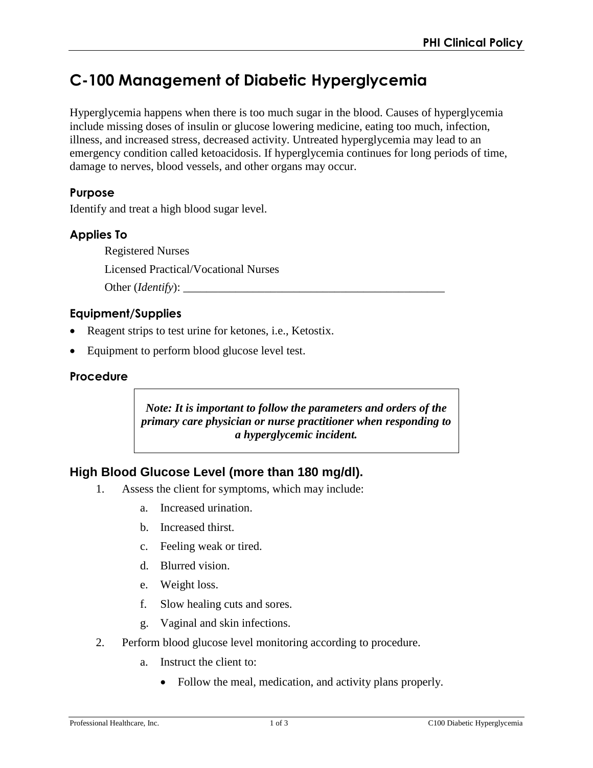# C-100 Management of Diabetic Hyperglycemia

Hyperglycemia happens when there is too much sugar in the blood. Causes of hyperglycemia include missing doses of insulin or glucose lowering medicine, eating too much, infection, illness, and increased stress, decreased activity. Untreated hyperglycemia may lead to an emergency condition called ketoacidosis. If hyperglycemia continues for long periods of time, damage to nerves, blood vessels, and other organs may occur.

## Purpose

Identify and treat a high blood sugar level.

## Applies To

Registered Nurses

Licensed Practical/Vocational Nurses

Other (*Identify*): _______________________________________________

## Equipment/Supplies

- Reagent strips to test urine for ketones, i.e., Ketostix.
- Equipment to perform blood glucose level test.

## Procedure

> ***Note: It is important to follow the parameters and orders of the primary care physician or nurse practitioner when responding to a hyperglycemic incident.***

## High Blood Glucose Level (more than 180 mg/dl).

1. Assess the client for symptoms, which may include:
   a. Increased urination.
   b. Increased thirst.
   c. Feeling weak or tired.
   d. Blurred vision.
   e. Weight loss.
   f. Slow healing cuts and sores.
   g. Vaginal and skin infections.
2. Perform blood glucose level monitoring according to procedure.
   a. Instruct the client to:
      - Follow the meal, medication, and activity plans properly.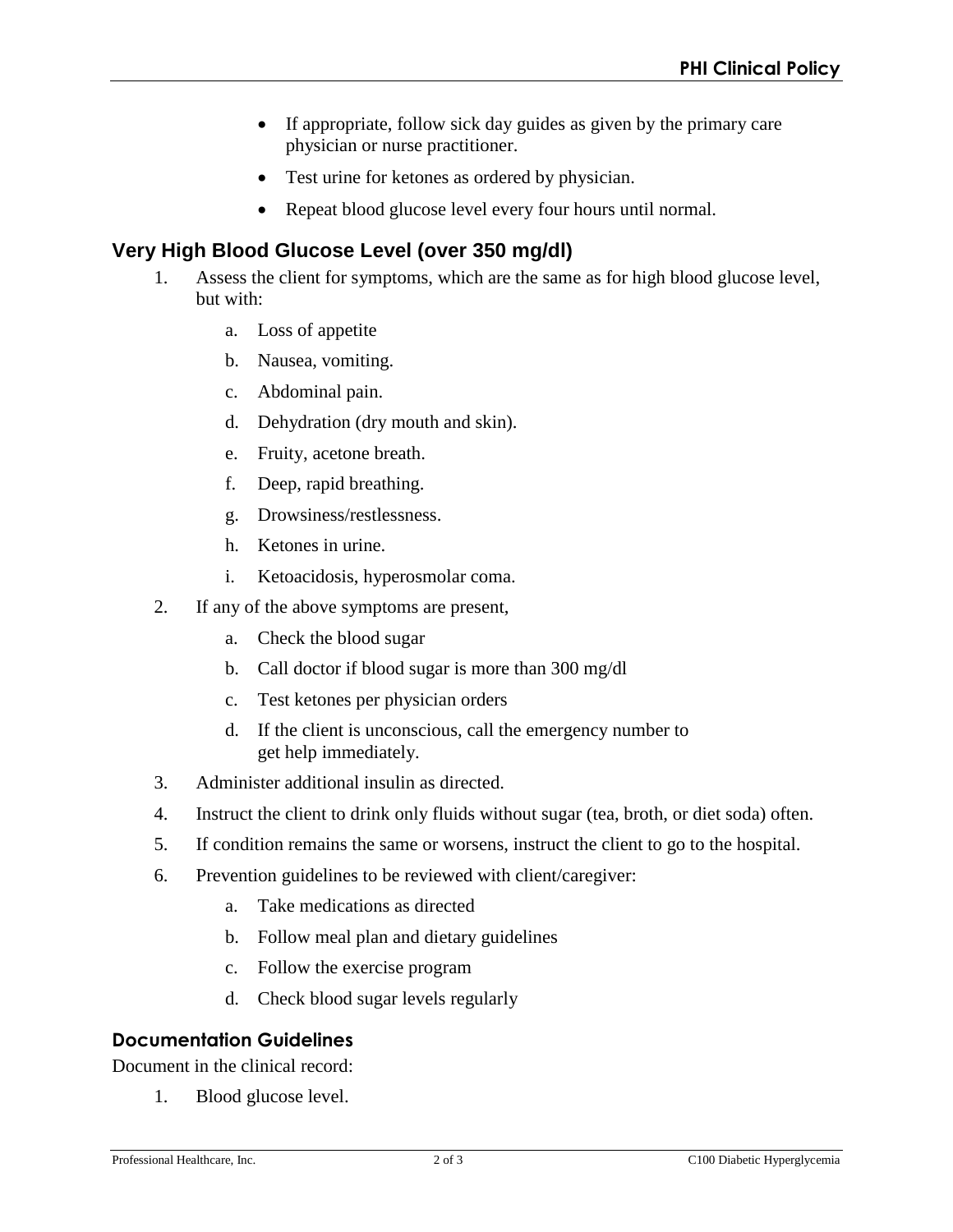- If appropriate, follow sick day guides as given by the primary care physician or nurse practitioner.
- Test urine for ketones as ordered by physician.
- Repeat blood glucose level every four hours until normal.

## Very High Blood Glucose Level (over 350 mg/dl)

1. Assess the client for symptoms, which are the same as for high blood glucose level, but with:
   a. Loss of appetite
   b. Nausea, vomiting.
   c. Abdominal pain.
   d. Dehydration (dry mouth and skin).
   e. Fruity, acetone breath.
   f. Deep, rapid breathing.
   g. Drowsiness/restlessness.
   h. Ketones in urine.
   i. Ketoacidosis, hyperosmolar coma.
2. If any of the above symptoms are present,
   a. Check the blood sugar
   b. Call doctor if blood sugar is more than 300 mg/dl
   c. Test ketones per physician orders
   d. If the client is unconscious, call the emergency number to get help immediately.
3. Administer additional insulin as directed.
4. Instruct the client to drink only fluids without sugar (tea, broth, or diet soda) often.
5. If condition remains the same or worsens, instruct the client to go to the hospital.
6. Prevention guidelines to be reviewed with client/caregiver:
   a. Take medications as directed
   b. Follow meal plan and dietary guidelines
   c. Follow the exercise program
   d. Check blood sugar levels regularly

### Documentation Guidelines

Document in the clinical record:

1. Blood glucose level.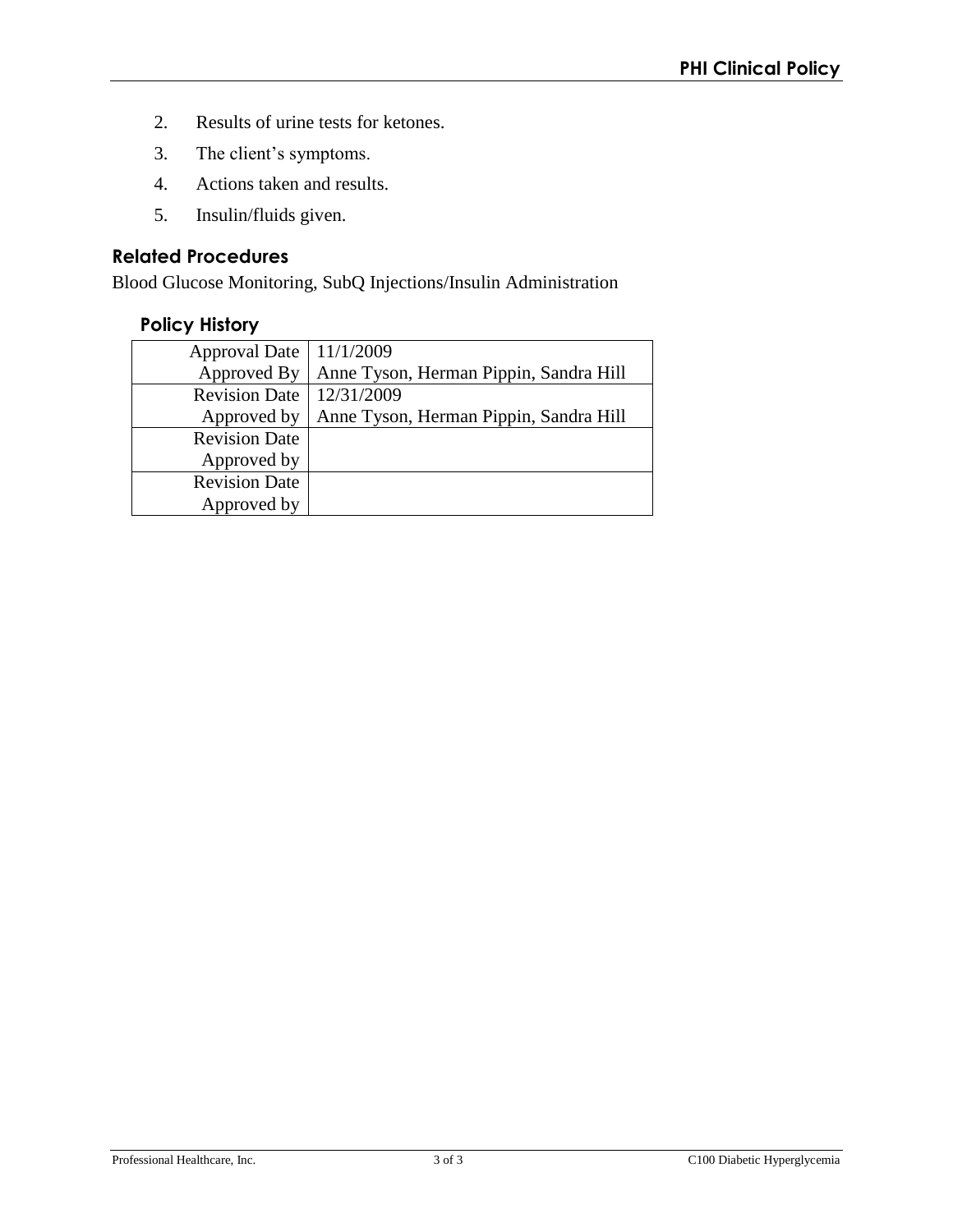2. Results of urine tests for ketones.
3. The client's symptoms.
4. Actions taken and results.
5. Insulin/fluids given.

## Related Procedures

Blood Glucose Monitoring, SubQ Injections/Insulin Administration

### Policy History

| | |
|---|---|
| Approval Date | 11/1/2009 |
| Approved By | Anne Tyson, Herman Pippin, Sandra Hill |
| Revision Date | 12/31/2009 |
| Approved by | Anne Tyson, Herman Pippin, Sandra Hill |
| Revision Date | |
| Approved by | |
| Revision Date | |
| Approved by | |